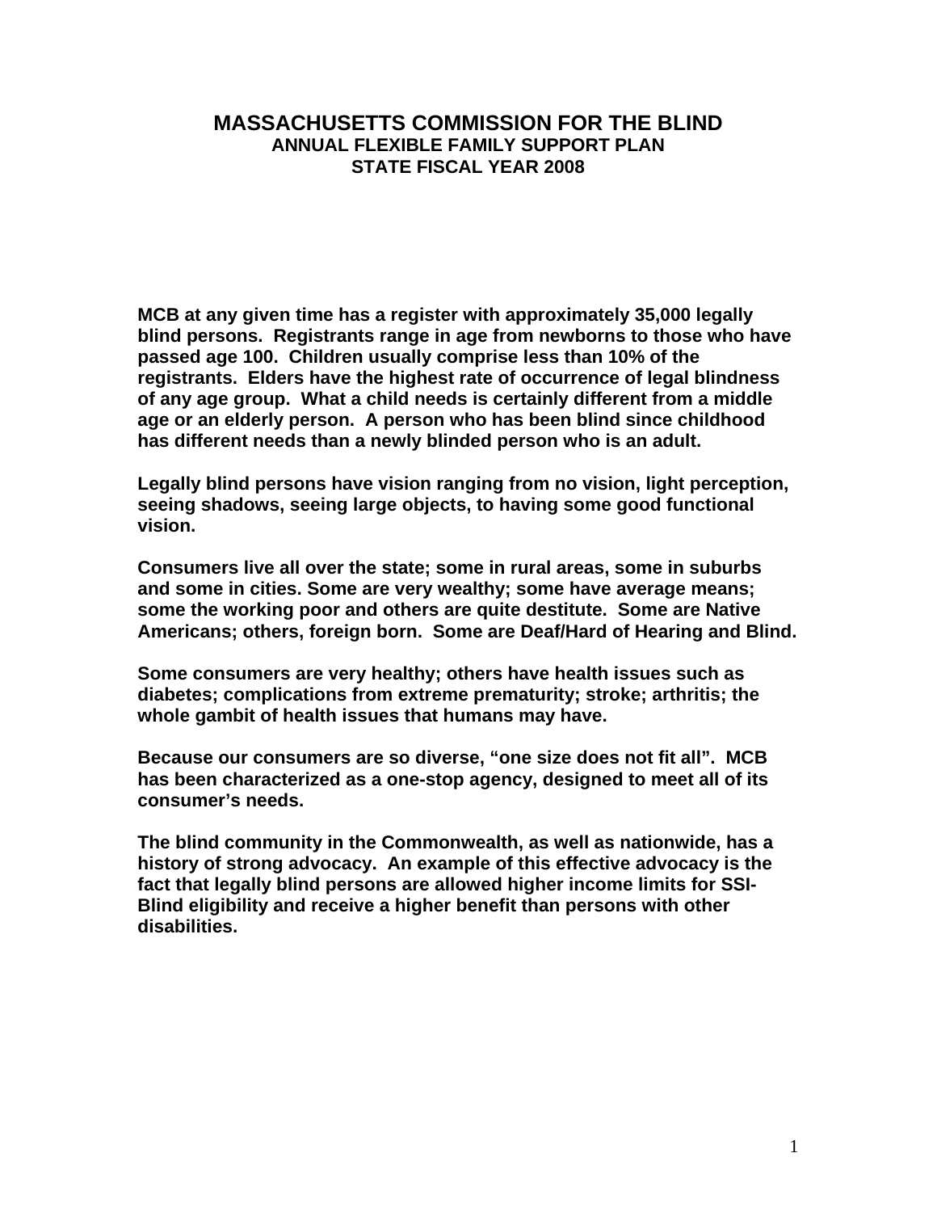# MASSACHUSETTS COMMISSION FOR THE BLIND

## ANNUAL FLEXIBLE FAMILY SUPPORT PLAN

## STATE FISCAL YEAR 2008

**MCB at any given time has a register with approximately 35,000 legally blind persons. Registrants range in age from newborns to those who have passed age 100. Children usually comprise less than 10% of the registrants. Elders have the highest rate of occurrence of legal blindness of any age group. What a child needs is certainly different from a middle age or an elderly person. A person who has been blind since childhood has different needs than a newly blinded person who is an adult.**

**Legally blind persons have vision ranging from no vision, light perception, seeing shadows, seeing large objects, to having some good functional vision.**

**Consumers live all over the state; some in rural areas, some in suburbs and some in cities. Some are very wealthy; some have average means; some the working poor and others are quite destitute. Some are Native Americans; others, foreign born. Some are Deaf/Hard of Hearing and Blind.**

**Some consumers are very healthy; others have health issues such as diabetes; complications from extreme prematurity; stroke; arthritis; the whole gambit of health issues that humans may have.**

**Because our consumers are so diverse, "one size does not fit all". MCB has been characterized as a one-stop agency, designed to meet all of its consumer's needs.**

**The blind community in the Commonwealth, as well as nationwide, has a history of strong advocacy. An example of this effective advocacy is the fact that legally blind persons are allowed higher income limits for SSI-Blind eligibility and receive a higher benefit than persons with other disabilities.**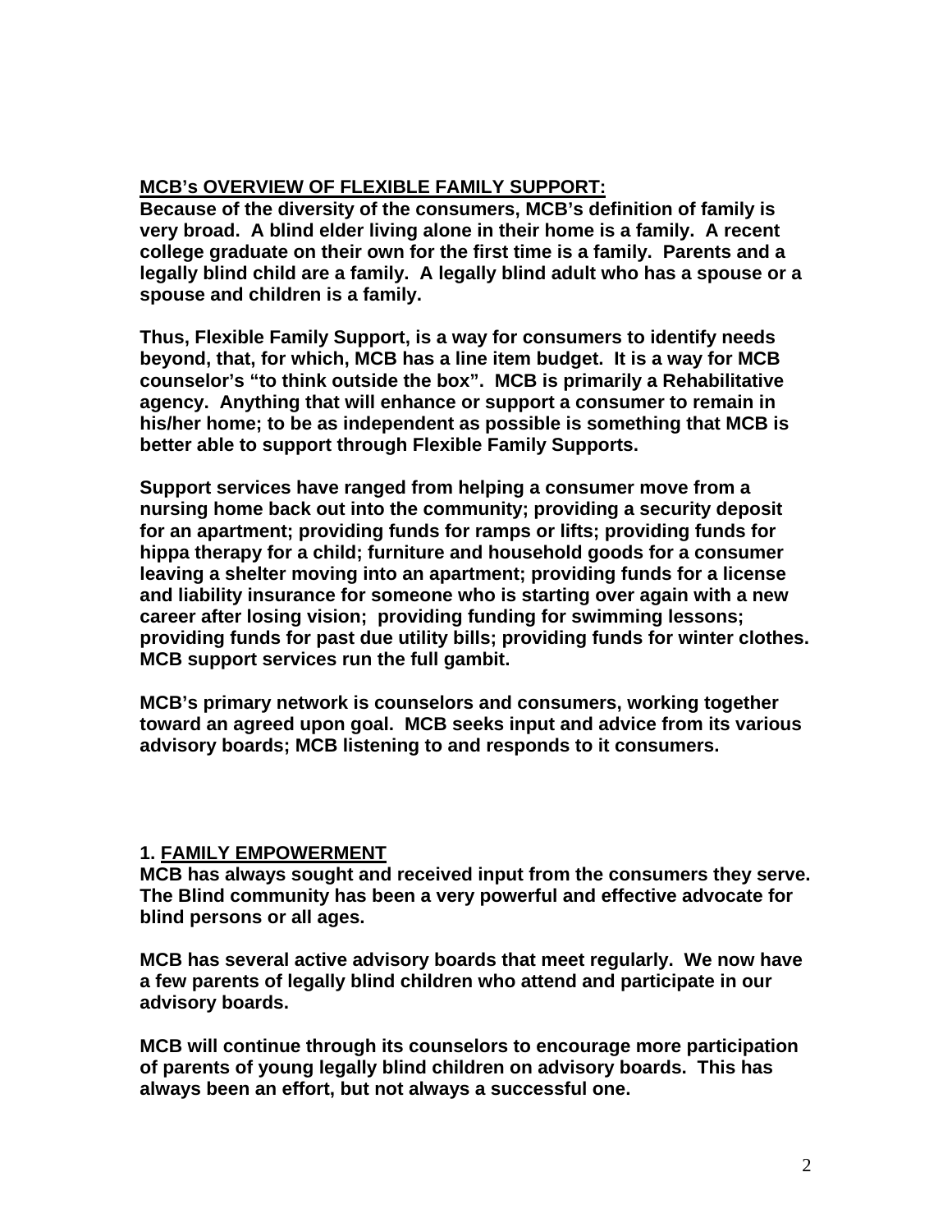**<u>MCB's OVERVIEW OF FLEXIBLE FAMILY SUPPORT:</u>**
**Because of the diversity of the consumers, MCB's definition of family is very broad. A blind elder living alone in their home is a family. A recent college graduate on their own for the first time is a family. Parents and a legally blind child are a family. A legally blind adult who has a spouse or a spouse and children is a family.**

**Thus, Flexible Family Support, is a way for consumers to identify needs beyond, that, for which, MCB has a line item budget. It is a way for MCB counselor's "to think outside the box". MCB is primarily a Rehabilitative agency. Anything that will enhance or support a consumer to remain in his/her home; to be as independent as possible is something that MCB is better able to support through Flexible Family Supports.**

**Support services have ranged from helping a consumer move from a nursing home back out into the community; providing a security deposit for an apartment; providing funds for ramps or lifts; providing funds for hippa therapy for a child; furniture and household goods for a consumer leaving a shelter moving into an apartment; providing funds for a license and liability insurance for someone who is starting over again with a new career after losing vision; providing funding for swimming lessons; providing funds for past due utility bills; providing funds for winter clothes. MCB support services run the full gambit.**

**MCB's primary network is counselors and consumers, working together toward an agreed upon goal. MCB seeks input and advice from its various advisory boards; MCB listening to and responds to it consumers.**

**1. <u>FAMILY EMPOWERMENT</u>**
**MCB has always sought and received input from the consumers they serve. The Blind community has been a very powerful and effective advocate for blind persons or all ages.**

**MCB has several active advisory boards that meet regularly. We now have a few parents of legally blind children who attend and participate in our advisory boards.**

**MCB will continue through its counselors to encourage more participation of parents of young legally blind children on advisory boards. This has always been an effort, but not always a successful one.**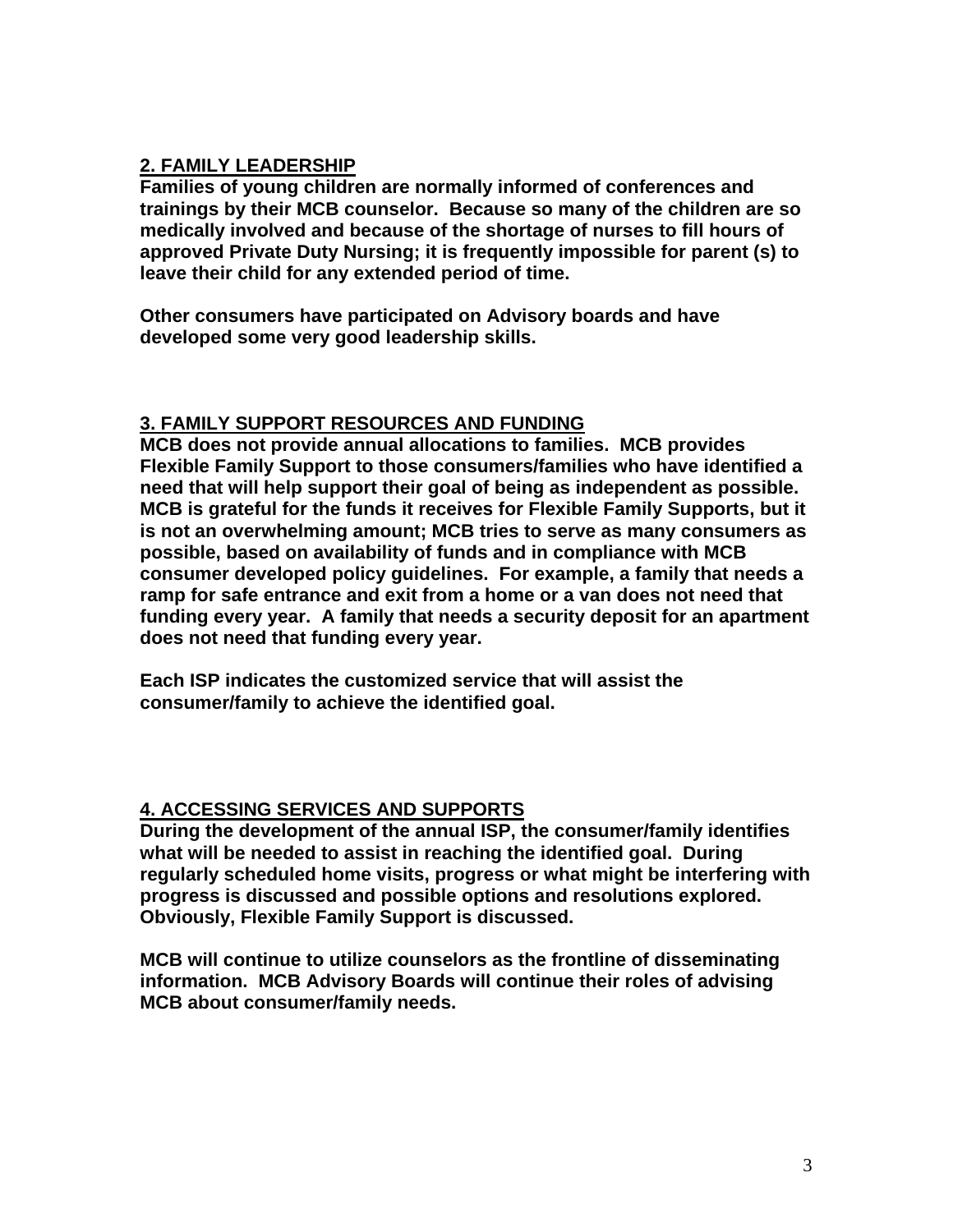## 2. FAMILY LEADERSHIP

**Families of young children are normally informed of conferences and trainings by their MCB counselor. Because so many of the children are so medically involved and because of the shortage of nurses to fill hours of approved Private Duty Nursing; it is frequently impossible for parent (s) to leave their child for any extended period of time.**

**Other consumers have participated on Advisory boards and have developed some very good leadership skills.**

## 3. FAMILY SUPPORT RESOURCES AND FUNDING

**MCB does not provide annual allocations to families. MCB provides Flexible Family Support to those consumers/families who have identified a need that will help support their goal of being as independent as possible. MCB is grateful for the funds it receives for Flexible Family Supports, but it is not an overwhelming amount; MCB tries to serve as many consumers as possible, based on availability of funds and in compliance with MCB consumer developed policy guidelines. For example, a family that needs a ramp for safe entrance and exit from a home or a van does not need that funding every year. A family that needs a security deposit for an apartment does not need that funding every year.**

**Each ISP indicates the customized service that will assist the consumer/family to achieve the identified goal.**

## 4. ACCESSING SERVICES AND SUPPORTS

**During the development of the annual ISP, the consumer/family identifies what will be needed to assist in reaching the identified goal. During regularly scheduled home visits, progress or what might be interfering with progress is discussed and possible options and resolutions explored. Obviously, Flexible Family Support is discussed.**

**MCB will continue to utilize counselors as the frontline of disseminating information. MCB Advisory Boards will continue their roles of advising MCB about consumer/family needs.**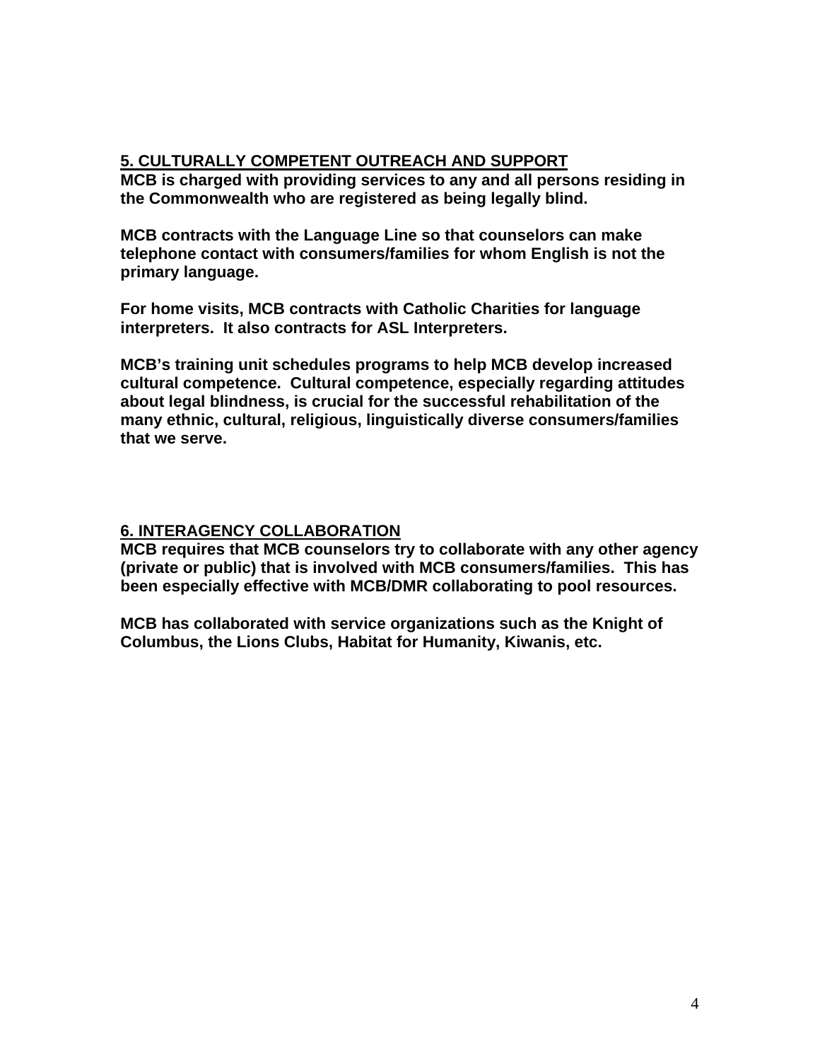## 5. CULTURALLY COMPETENT OUTREACH AND SUPPORT

**MCB is charged with providing services to any and all persons residing in the Commonwealth who are registered as being legally blind.**

**MCB contracts with the Language Line so that counselors can make telephone contact with consumers/families for whom English is not the primary language.**

**For home visits, MCB contracts with Catholic Charities for language interpreters. It also contracts for ASL Interpreters.**

**MCB's training unit schedules programs to help MCB develop increased cultural competence. Cultural competence, especially regarding attitudes about legal blindness, is crucial for the successful rehabilitation of the many ethnic, cultural, religious, linguistically diverse consumers/families that we serve.**

## 6. INTERAGENCY COLLABORATION

**MCB requires that MCB counselors try to collaborate with any other agency (private or public) that is involved with MCB consumers/families. This has been especially effective with MCB/DMR collaborating to pool resources.**

**MCB has collaborated with service organizations such as the Knight of Columbus, the Lions Clubs, Habitat for Humanity, Kiwanis, etc.**